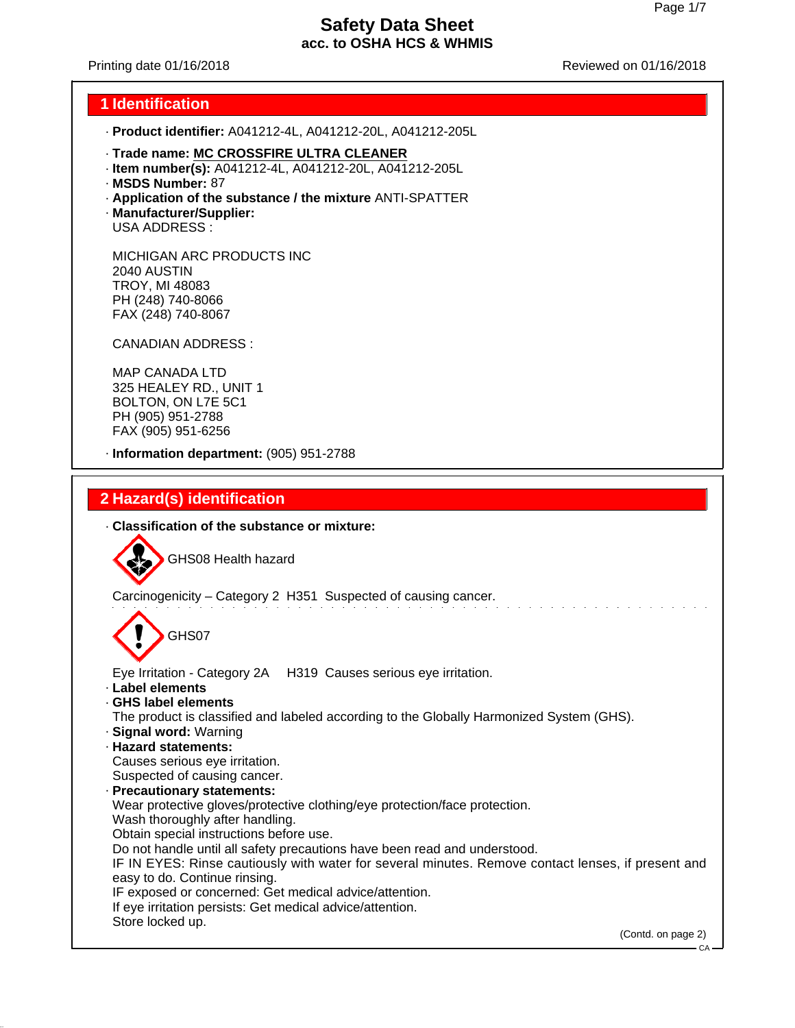# Safety Data Sheet
## acc. to OSHA HCS & WHMIS

Printing date 01/16/2018 Reviewed on 01/16/2018

## 1 Identification

· **Product identifier:** A041212-4L, A041212-20L, A041212-205L

· **Trade name:** **MC CROSSFIRE ULTRA CLEANER**
· **Item number(s):** A041212-4L, A041212-20L, A041212-205L
· **MSDS Number:** 87
· **Application of the substance / the mixture** ANTI-SPATTER
· **Manufacturer/Supplier:**
USA ADDRESS :

MICHIGAN ARC PRODUCTS INC
2040 AUSTIN
TROY, MI 48083
PH (248) 740-8066
FAX (248) 740-8067

CANADIAN ADDRESS :

MAP CANADA LTD
325 HEALEY RD., UNIT 1
BOLTON, ON L7E 5C1
PH (905) 951-2788
FAX (905) 951-6256

· **Information department:** (905) 951-2788

## 2 Hazard(s) identification

· **Classification of the substance or mixture:**

GHS08 Health hazard

Carcinogenicity – Category 2 H351 Suspected of causing cancer.

GHS07

Eye Irritation - Category 2A H319 Causes serious eye irritation.

· **Label elements**
· **GHS label elements**
The product is classified and labeled according to the Globally Harmonized System (GHS).
· **Signal word:** Warning
· **Hazard statements:**
Causes serious eye irritation.
Suspected of causing cancer.
· **Precautionary statements:**
Wear protective gloves/protective clothing/eye protection/face protection.
Wash thoroughly after handling.
Obtain special instructions before use.
Do not handle until all safety precautions have been read and understood.
IF IN EYES: Rinse cautiously with water for several minutes. Remove contact lenses, if present and easy to do. Continue rinsing.
IF exposed or concerned: Get medical advice/attention.
If eye irritation persists: Get medical advice/attention.
Store locked up.

(Contd. on page 2)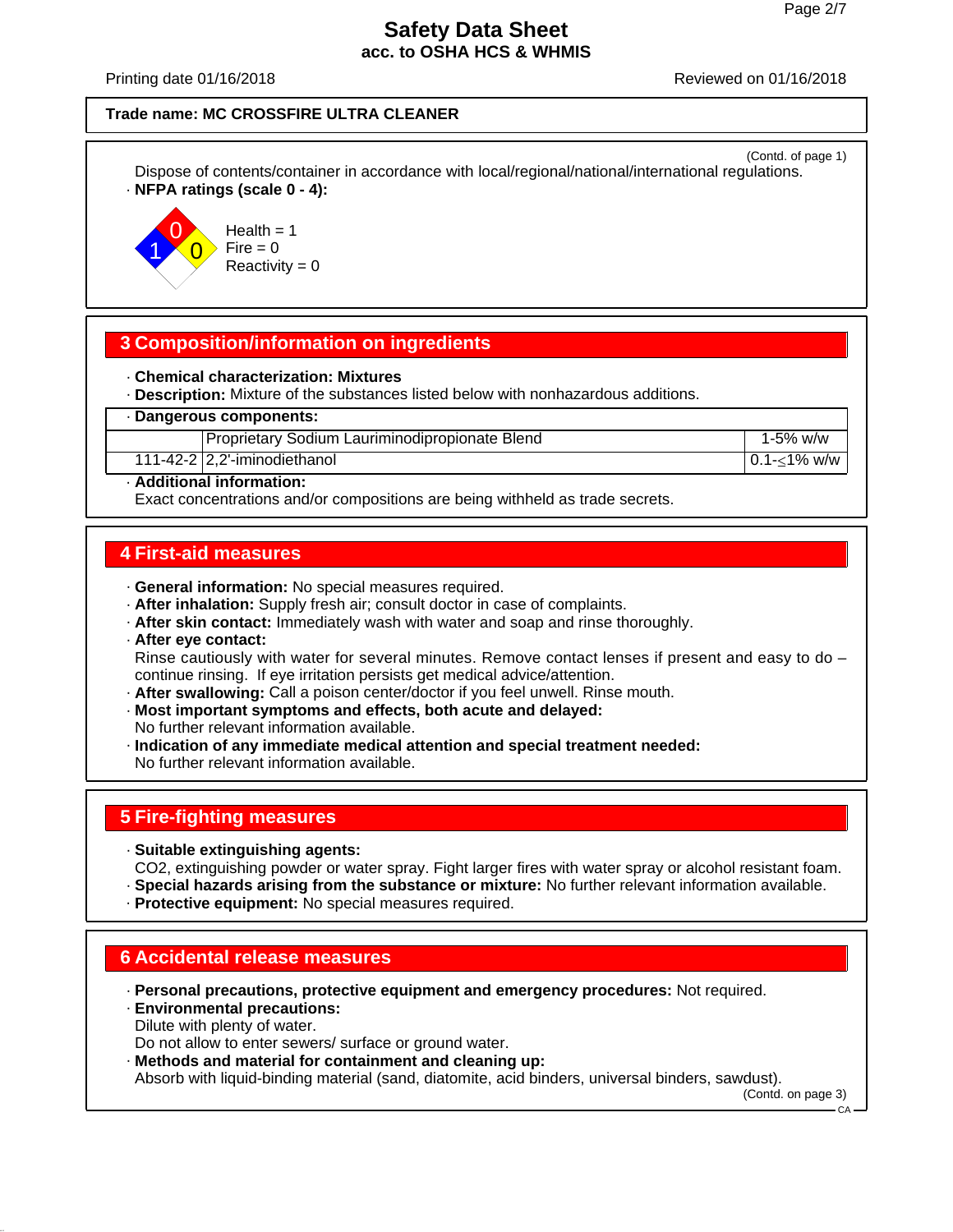Trade name: MC CROSSFIRE ULTRA CLEANER

(Contd. of page 1)

Dispose of contents/container in accordance with local/regional/national/international regulations.

· **NFPA ratings (scale 0 - 4):**

Health = 1
Fire = 0
Reactivity = 0

## 3 Composition/information on ingredients

· **Chemical characterization: Mixtures**
· **Description:** Mixture of the substances listed below with nonhazardous additions.

| · Dangerous components: | | |
|---|---|---|
| | Proprietary Sodium Lauriminodipropionate Blend | 1-5% w/w |
| 111-42-2 | 2,2'-iminodiethanol | 0.1-≤1% w/w |

· **Additional information:**
Exact concentrations and/or compositions are being withheld as trade secrets.

## 4 First-aid measures

· **General information:** No special measures required.
· **After inhalation:** Supply fresh air; consult doctor in case of complaints.
· **After skin contact:** Immediately wash with water and soap and rinse thoroughly.
· **After eye contact:**
Rinse cautiously with water for several minutes. Remove contact lenses if present and easy to do – continue rinsing. If eye irritation persists get medical advice/attention.
· **After swallowing:** Call a poison center/doctor if you feel unwell. Rinse mouth.
· **Most important symptoms and effects, both acute and delayed:**
No further relevant information available.
· **Indication of any immediate medical attention and special treatment needed:**
No further relevant information available.

## 5 Fire-fighting measures

· **Suitable extinguishing agents:**
$CO_2$, extinguishing powder or water spray. Fight larger fires with water spray or alcohol resistant foam.
· **Special hazards arising from the substance or mixture:** No further relevant information available.
· **Protective equipment:** No special measures required.

## 6 Accidental release measures

· **Personal precautions, protective equipment and emergency procedures:** Not required.
· **Environmental precautions:**
Dilute with plenty of water.
Do not allow to enter sewers/ surface or ground water.
· **Methods and material for containment and cleaning up:**
Absorb with liquid-binding material (sand, diatomite, acid binders, universal binders, sawdust).

(Contd. on page 3)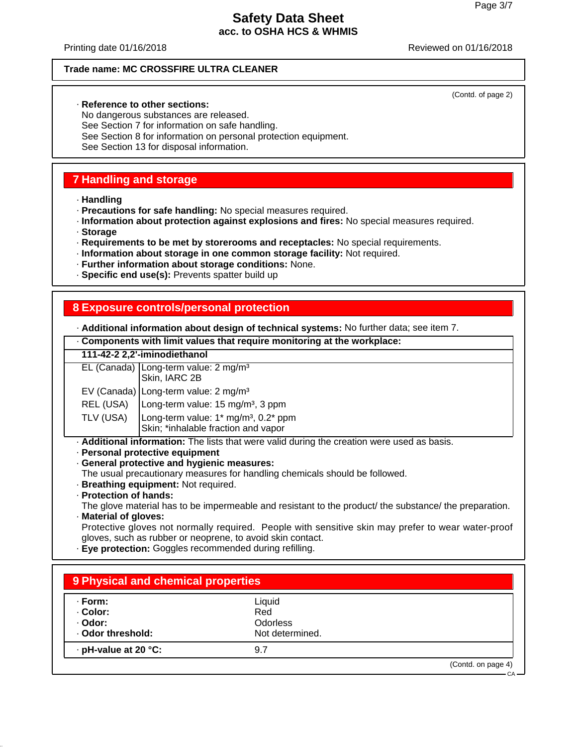(Contd. of page 2)

· **Reference to other sections:**
No dangerous substances are released.
See Section 7 for information on safe handling.
See Section 8 for information on personal protection equipment.
See Section 13 for disposal information.

## 7 Handling and storage

· **Handling**
· **Precautions for safe handling:** No special measures required.
· **Information about protection against explosions and fires:** No special measures required.
· **Storage**
· **Requirements to be met by storerooms and receptacles:** No special requirements.
· **Information about storage in one common storage facility:** Not required.
· **Further information about storage conditions:** None.
· **Specific end use(s):** Prevents spatter build up

## 8 Exposure controls/personal protection

· **Additional information about design of technical systems:** No further data; see item 7.

· **Components with limit values that require monitoring at the workplace:**

| **111-42-2 2,2'-iminodiethanol** | |
|---|---|
| EL (Canada) | Long-term value: 2 mg/m³<br>Skin, IARC 2B |
| EV (Canada) | Long-term value: 2 mg/m³ |
| REL (USA) | Long-term value: 15 mg/m³, 3 ppm |
| TLV (USA) | Long-term value: 1* mg/m³, 0.2* ppm<br>Skin; *inhalable fraction and vapor |

· **Additional information:** The lists that were valid during the creation were used as basis.
· **Personal protective equipment**
· **General protective and hygienic measures:**
The usual precautionary measures for handling chemicals should be followed.
· **Breathing equipment:** Not required.
· **Protection of hands:**
The glove material has to be impermeable and resistant to the product/ the substance/ the preparation.
· **Material of gloves:**
Protective gloves not normally required. People with sensitive skin may prefer to wear water-proof gloves, such as rubber or neoprene, to avoid skin contact.
· **Eye protection:** Goggles recommended during refilling.

## 9 Physical and chemical properties

| | |
|---|---|
| · **Form:** | Liquid |
| · **Color:** | Red |
| · **Odor:** | Odorless |
| · **Odor threshold:** | Not determined. |
| · **pH-value at 20 °C:** | 9.7 |

(Contd. on page 4)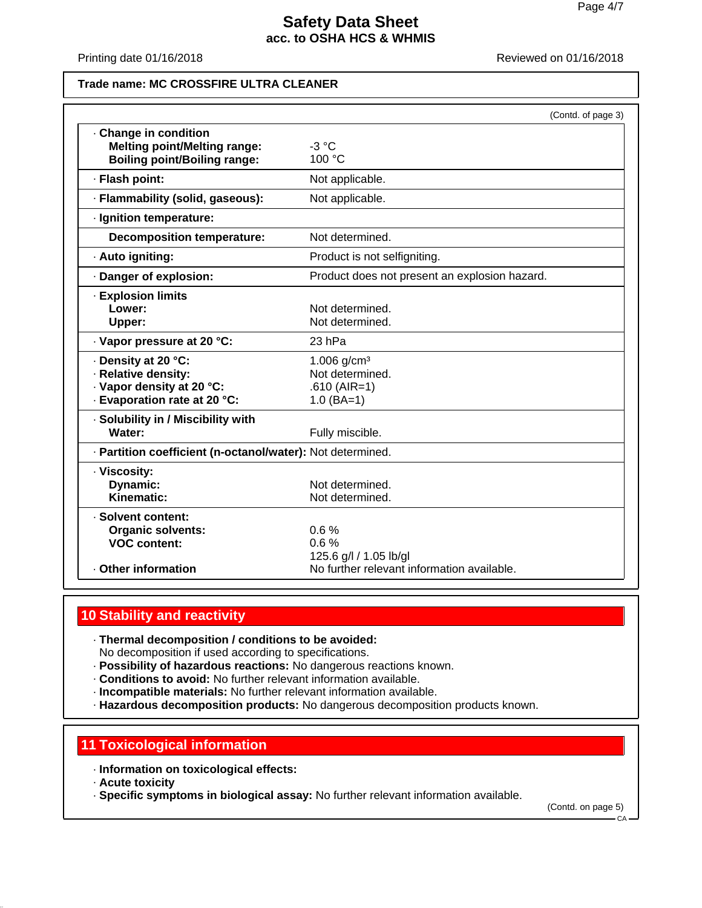**Trade name: MC CROSSFIRE ULTRA CLEANER**

(Contd. of page 3)

| Property | Value |
|---|---|
| · **Change in condition** | |
| **Melting point/Melting range:** | -3 °C |
| **Boiling point/Boiling range:** | 100 °C |
| · **Flash point:** | Not applicable. |
| · **Flammability (solid, gaseous):** | Not applicable. |
| · **Ignition temperature:** | |
| **Decomposition temperature:** | Not determined. |
| · **Auto igniting:** | Product is not selfigniting. |
| · **Danger of explosion:** | Product does not present an explosion hazard. |
| · **Explosion limits** | |
| **Lower:** | Not determined. |
| **Upper:** | Not determined. |
| · **Vapor pressure at 20 °C:** | 23 hPa |
| · **Density at 20 °C:** | 1.006 g/cm³ |
| · **Relative density:** | Not determined. |
| · **Vapor density at 20 °C:** | .610 (AIR=1) |
| · **Evaporation rate at 20 °C:** | 1.0 (BA=1) |
| · **Solubility in / Miscibility with** | |
| **Water:** | Fully miscible. |
| · **Partition coefficient (n-octanol/water):** | Not determined. |
| · **Viscosity:** | |
| **Dynamic:** | Not determined. |
| **Kinematic:** | Not determined. |
| · **Solvent content:** | |
| **Organic solvents:** | 0.6 % |
| **VOC content:** | 0.6 % |
| | 125.6 g/l / 1.05 lb/gl |
| · **Other information** | No further relevant information available. |

## 10 Stability and reactivity

· **Thermal decomposition / conditions to be avoided:**
No decomposition if used according to specifications.
· **Possibility of hazardous reactions:** No dangerous reactions known.
· **Conditions to avoid:** No further relevant information available.
· **Incompatible materials:** No further relevant information available.
· **Hazardous decomposition products:** No dangerous decomposition products known.

## 11 Toxicological information

· **Information on toxicological effects:**
· **Acute toxicity**
· **Specific symptoms in biological assay:** No further relevant information available.

(Contd. on page 5)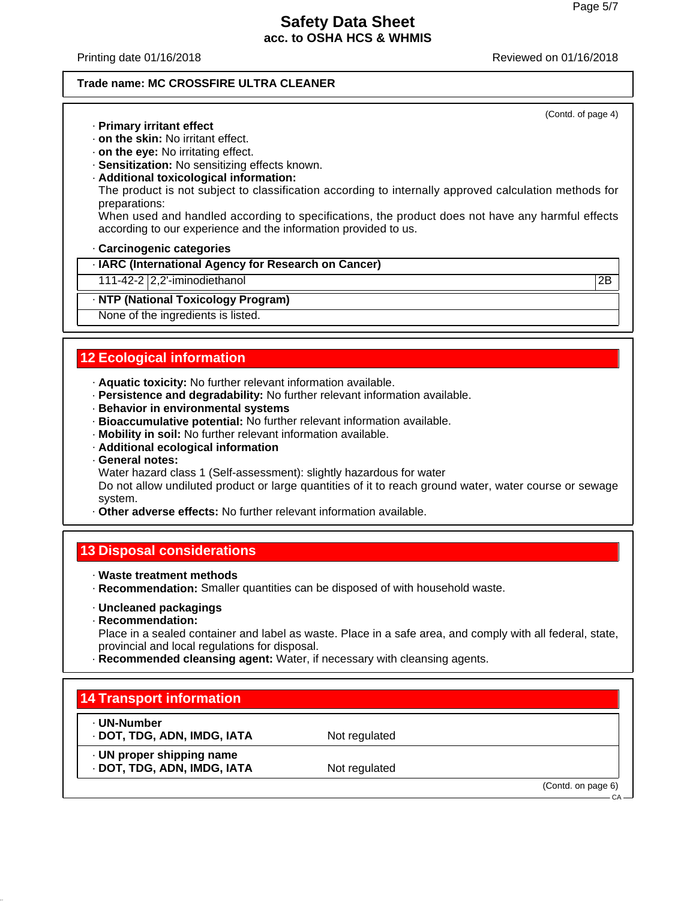(Contd. of page 4)

· **Primary irritant effect**
· **on the skin:** No irritant effect.
· **on the eye:** No irritating effect.
· **Sensitization:** No sensitizing effects known.
· **Additional toxicological information:**
The product is not subject to classification according to internally approved calculation methods for preparations:
When used and handled according to specifications, the product does not have any harmful effects according to our experience and the information provided to us.

· **Carcinogenic categories**

| · **IARC (International Agency for Research on Cancer)** | | |
|---|---|---|
| 111-42-2 | 2,2'-iminodiethanol | 2B |

| · **NTP (National Toxicology Program)** |
|---|
| None of the ingredients is listed. |

## 12 Ecological information

· **Aquatic toxicity:** No further relevant information available.
· **Persistence and degradability:** No further relevant information available.
· **Behavior in environmental systems**
· **Bioaccumulative potential:** No further relevant information available.
· **Mobility in soil:** No further relevant information available.
· **Additional ecological information**
· **General notes:**
Water hazard class 1 (Self-assessment): slightly hazardous for water
Do not allow undiluted product or large quantities of it to reach ground water, water course or sewage system.
· **Other adverse effects:** No further relevant information available.

## 13 Disposal considerations

· **Waste treatment methods**
· **Recommendation:** Smaller quantities can be disposed of with household waste.

· **Uncleaned packagings**
· **Recommendation:**
Place in a sealed container and label as waste. Place in a safe area, and comply with all federal, state, provincial and local regulations for disposal.
· **Recommended cleansing agent:** Water, if necessary with cleansing agents.

## 14 Transport information

| · **UN-Number** | |
|---|---|
| · **DOT, TDG, ADN, IMDG, IATA** | Not regulated |
| · **UN proper shipping name** | |
| · **DOT, TDG, ADN, IMDG, IATA** | Not regulated |

(Contd. on page 6)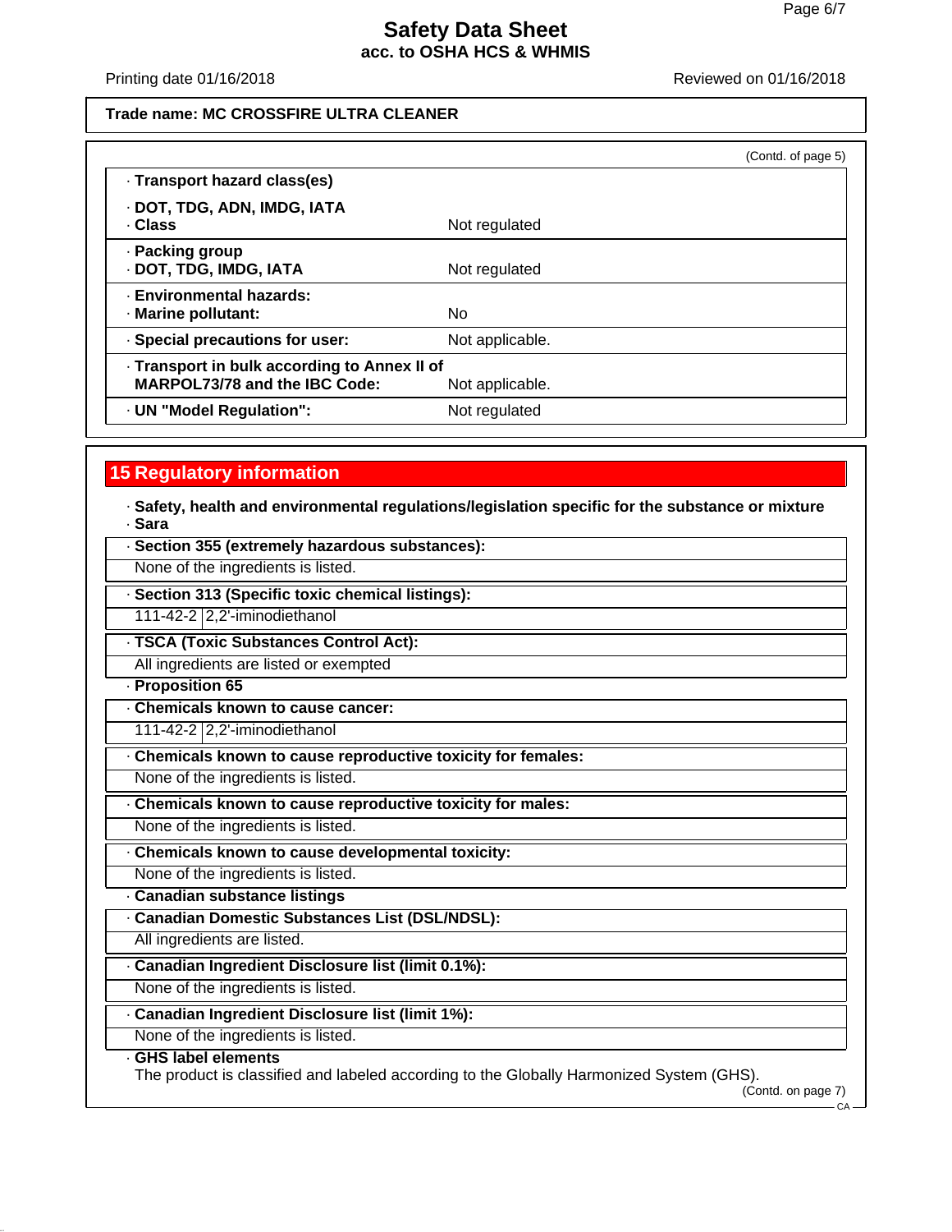**Safety Data Sheet**
**acc. to OSHA HCS & WHMIS**

Printing date 01/16/2018 | Reviewed on 01/16/2018

**Trade name: MC CROSSFIRE ULTRA CLEANER**

(Contd. of page 5)

| | |
|---|---|
| · **Transport hazard class(es)** | |
| · **DOT, TDG, ADN, IMDG, IATA**<br>· **Class** | Not regulated |
| · **Packing group**<br>· **DOT, TDG, IMDG, IATA** | Not regulated |
| · **Environmental hazards:**<br>· **Marine pollutant:** | No |
| · **Special precautions for user:** | Not applicable. |
| · **Transport in bulk according to Annex II of MARPOL73/78 and the IBC Code:** | Not applicable. |
| · **UN "Model Regulation":** | Not regulated |

## 15 Regulatory information

· **Safety, health and environmental regulations/legislation specific for the substance or mixture**
· **Sara**

· **Section 355 (extremely hazardous substances):**
None of the ingredients is listed.

· **Section 313 (Specific toxic chemical listings):**

| | |
|---|---|
| 111-42-2 | 2,2'-iminodiethanol |

· **TSCA (Toxic Substances Control Act):**
All ingredients are listed or exempted

· **Proposition 65**

· **Chemicals known to cause cancer:**

| | |
|---|---|
| 111-42-2 | 2,2'-iminodiethanol |

· **Chemicals known to cause reproductive toxicity for females:**
None of the ingredients is listed.

· **Chemicals known to cause reproductive toxicity for males:**
None of the ingredients is listed.

· **Chemicals known to cause developmental toxicity:**
None of the ingredients is listed.

· **Canadian substance listings**

· **Canadian Domestic Substances List (DSL/NDSL):**
All ingredients are listed.

· **Canadian Ingredient Disclosure list (limit 0.1%):**
None of the ingredients is listed.

· **Canadian Ingredient Disclosure list (limit 1%):**
None of the ingredients is listed.

· **GHS label elements**
The product is classified and labeled according to the Globally Harmonized System (GHS).

(Contd. on page 7)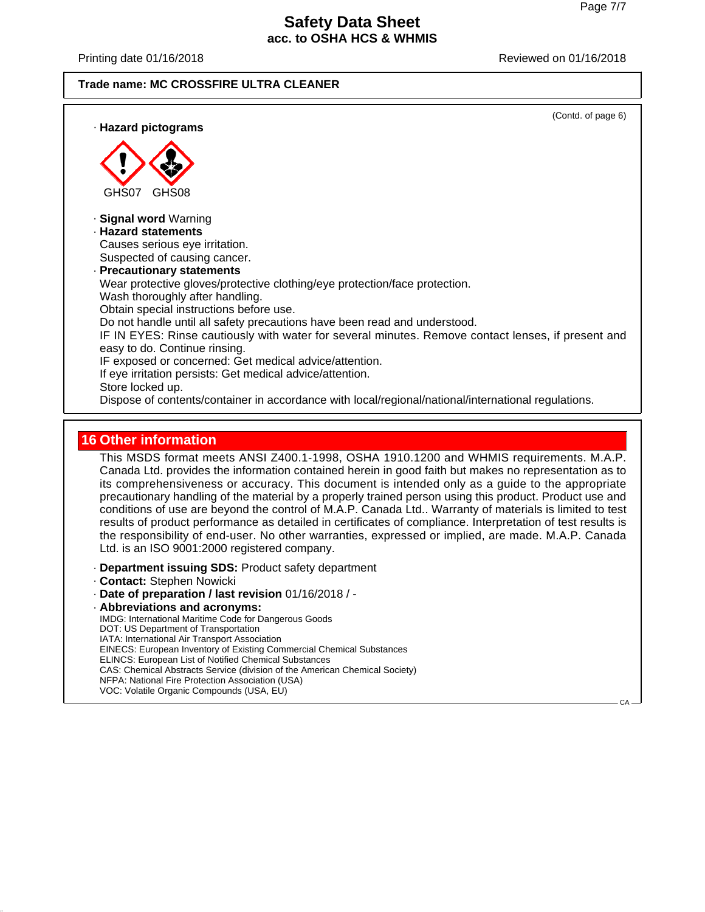Trade name: MC CROSSFIRE ULTRA CLEANER

(Contd. of page 6)

· **Hazard pictograms**

GHS07 GHS08

· **Signal word** Warning
· **Hazard statements**
Causes serious eye irritation.
Suspected of causing cancer.
· **Precautionary statements**
Wear protective gloves/protective clothing/eye protection/face protection.
Wash thoroughly after handling.
Obtain special instructions before use.
Do not handle until all safety precautions have been read and understood.
IF IN EYES: Rinse cautiously with water for several minutes. Remove contact lenses, if present and easy to do. Continue rinsing.
IF exposed or concerned: Get medical advice/attention.
If eye irritation persists: Get medical advice/attention.
Store locked up.
Dispose of contents/container in accordance with local/regional/national/international regulations.

## 16 Other information

This MSDS format meets ANSI Z400.1-1998, OSHA 1910.1200 and WHMIS requirements. M.A.P. Canada Ltd. provides the information contained herein in good faith but makes no representation as to its comprehensiveness or accuracy. This document is intended only as a guide to the appropriate precautionary handling of the material by a properly trained person using this product. Product use and conditions of use are beyond the control of M.A.P. Canada Ltd.. Warranty of materials is limited to test results of product performance as detailed in certificates of compliance. Interpretation of test results is the responsibility of end-user. No other warranties, expressed or implied, are made. M.A.P. Canada Ltd. is an ISO 9001:2000 registered company.

· **Department issuing SDS:** Product safety department
· **Contact:** Stephen Nowicki
· **Date of preparation / last revision** 01/16/2018 / -
· **Abbreviations and acronyms:**
IMDG: International Maritime Code for Dangerous Goods
DOT: US Department of Transportation
IATA: International Air Transport Association
EINECS: European Inventory of Existing Commercial Chemical Substances
ELINCS: European List of Notified Chemical Substances
CAS: Chemical Abstracts Service (division of the American Chemical Society)
NFPA: National Fire Protection Association (USA)
VOC: Volatile Organic Compounds (USA, EU)